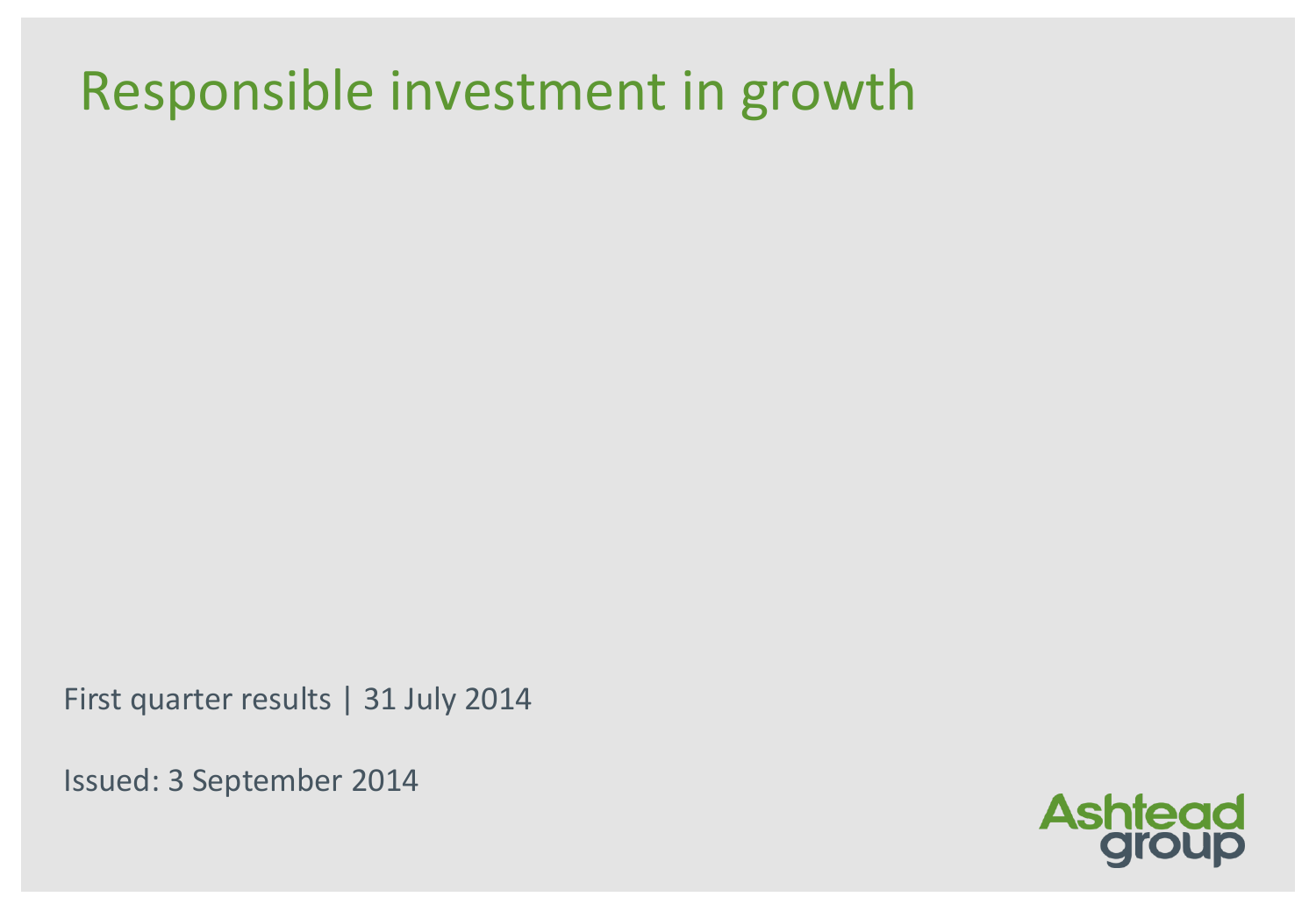# Responsible investment in growth

First quarter results | 31 July 2014

Issued: 3 September 2014

Ashtead group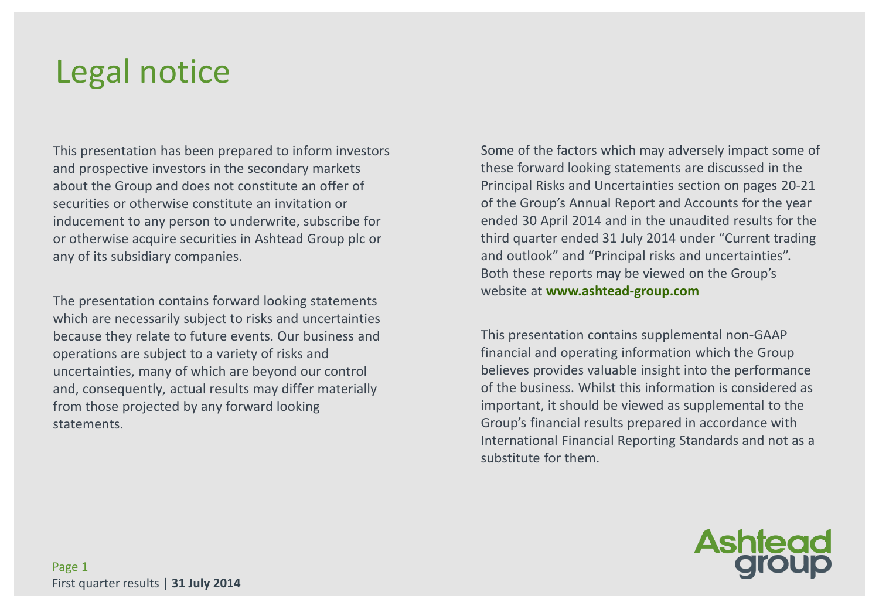# Legal notice

This presentation has been prepared to inform investors and prospective investors in the secondary markets about the Group and does not constitute an offer of securities or otherwise constitute an invitation or inducement to any person to underwrite, subscribe for or otherwise acquire securities in Ashtead Group plc or any of its subsidiary companies.

The presentation contains forward looking statements which are necessarily subject to risks and uncertainties because they relate to future events. Our business and operations are subject to a variety of risks and uncertainties, many of which are beyond our control and, consequently, actual results may differ materially from those projected by any forward looking statements.

Some of the factors which may adversely impact some of these forward looking statements are discussed in the Principal Risks and Uncertainties section on pages 20-21 of the Group's Annual Report and Accounts for the year ended 30 April 2014 and in the unaudited results for the third quarter ended 31 July 2014 under "Current trading and outlook" and "Principal risks and uncertainties". Both these reports may be viewed on the Group's website at **www.ashtead-group.com**

This presentation contains supplemental non-GAAP financial and operating information which the Group believes provides valuable insight into the performance of the business. Whilst this information is considered as important, it should be viewed as supplemental to the Group's financial results prepared in accordance with International Financial Reporting Standards and not as a substitute for them.

First quarter results | **31 July 2014**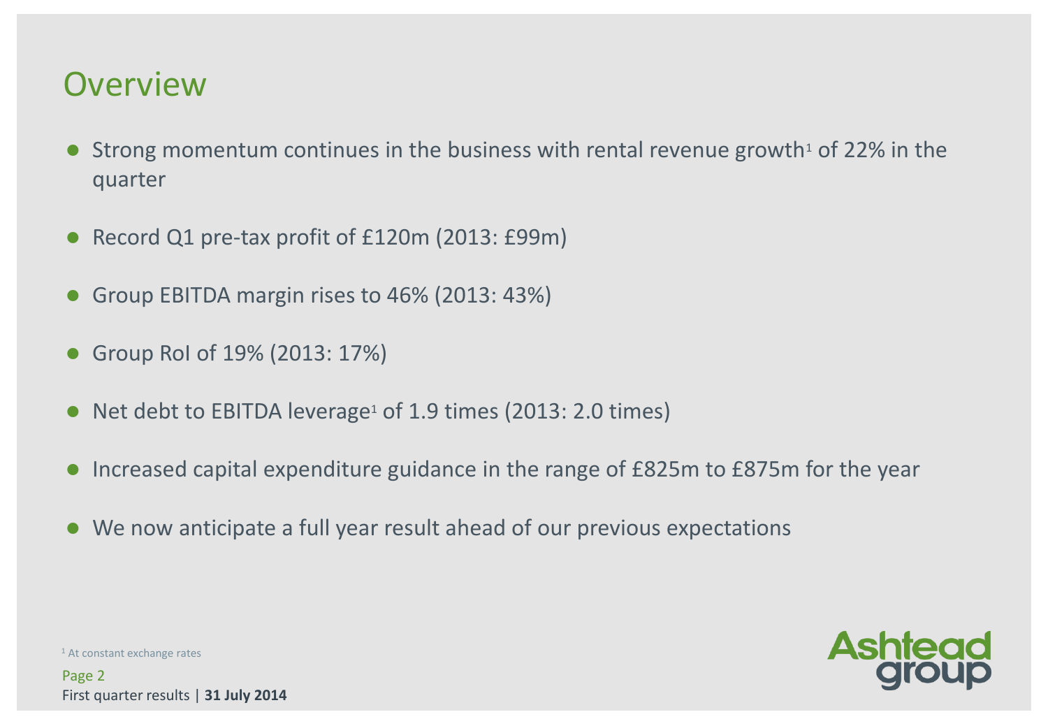# Overview

- Strong momentum continues in the business with rental revenue growth[1] of 22% in the quarter
- Record Q1 pre-tax profit of £120m (2013: £99m)
- Group EBITDA margin rises to 46% (2013: 43%)
- Group RoI of 19% (2013: 17%)
- Net debt to EBITDA leverage[1] of 1.9 times (2013: 2.0 times)
- Increased capital expenditure guidance in the range of £825m to £875m for the year
- We now anticipate a full year result ahead of our previous expectations

[1] At constant exchange rates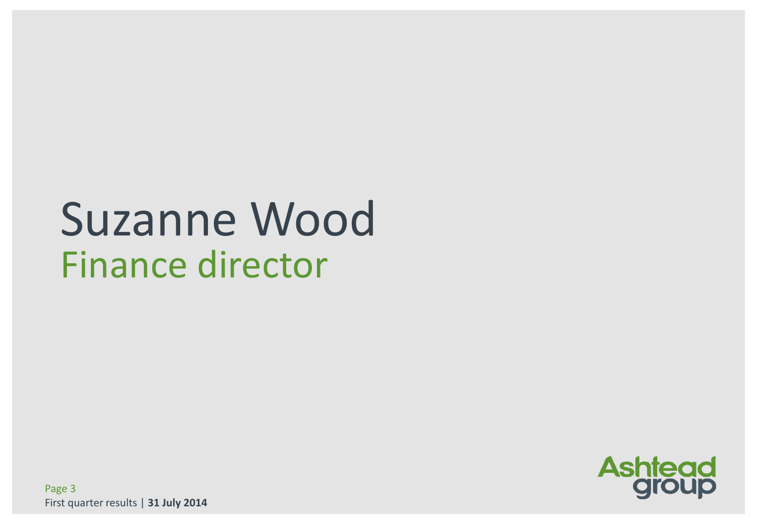# Suzanne Wood

## Finance director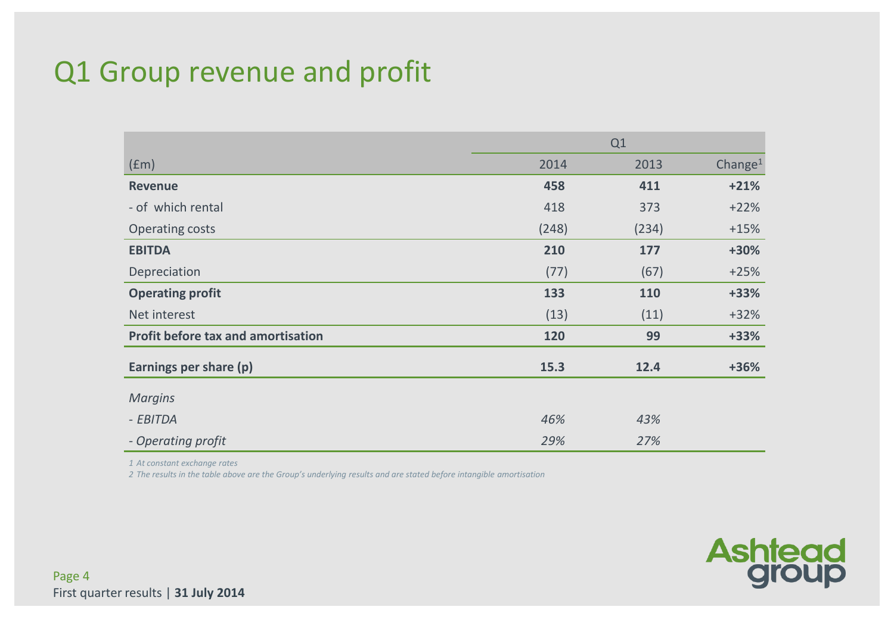# Q1 Group revenue and profit

| | Q1 | | |
|---|---|---|---|
| (£m) | 2014 | 2013 | Change[1] |
| **Revenue** | **458** | **411** | **+21%** |
| - of which rental | 418 | 373 | +22% |
| Operating costs | (248) | (234) | +15% |
| **EBITDA** | **210** | **177** | **+30%** |
| Depreciation | (77) | (67) | +25% |
| **Operating profit** | **133** | **110** | **+33%** |
| Net interest | (13) | (11) | +32% |
| **Profit before tax and amortisation** | **120** | **99** | **+33%** |
| **Earnings per share (p)** | **15.3** | **12.4** | **+36%** |
| *Margins* | | | |
| *- EBITDA* | *46%* | *43%* | |
| *- Operating profit* | *29%* | *27%* | |

*1 At constant exchange rates*

*2 The results in the table above are the Group's underlying results and are stated before intangible amortisation*

First quarter results | **31 July 2014**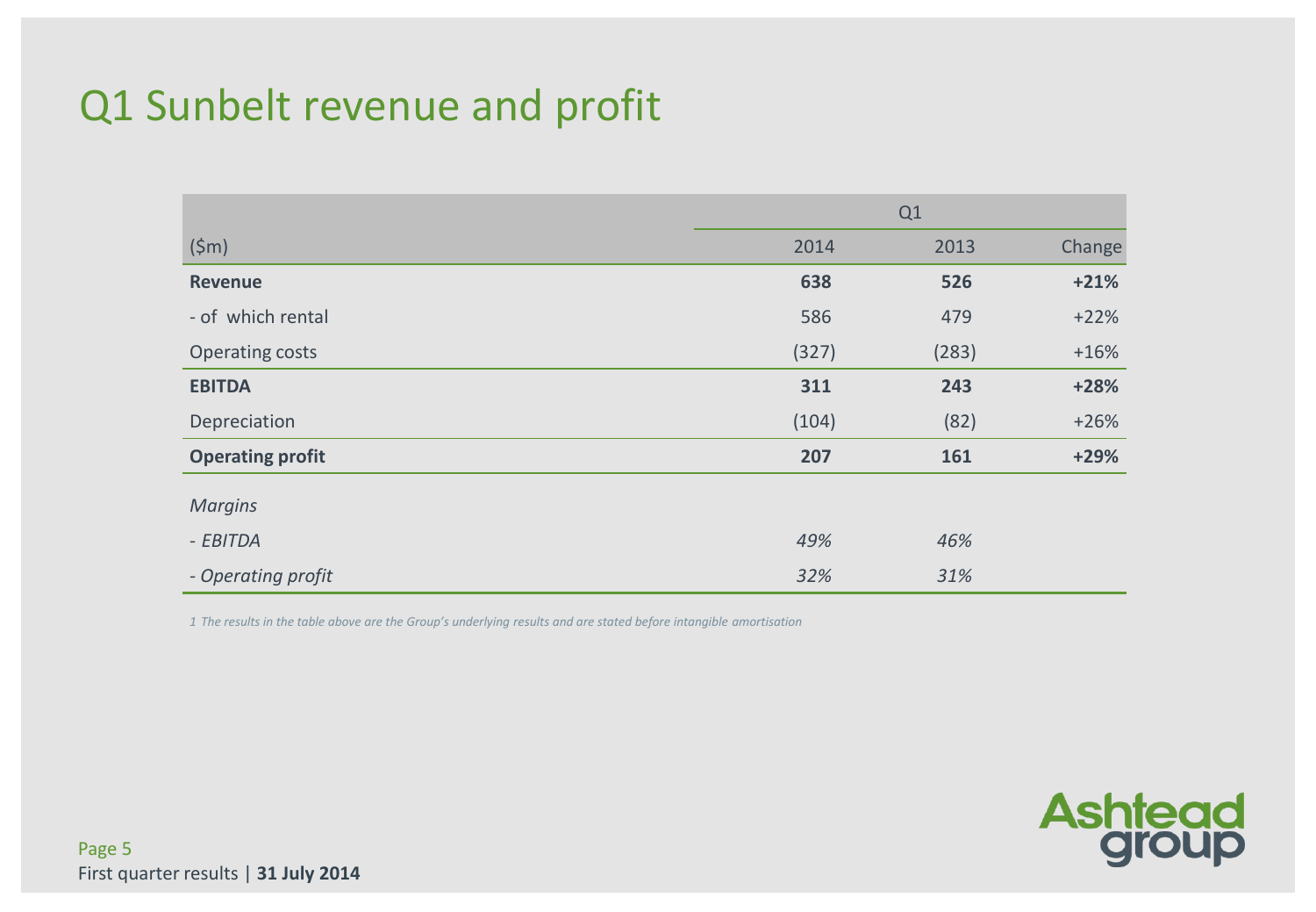# Q1 Sunbelt revenue and profit

| | Q1 | | |
|---|---|---|---|
| ($m) | 2014 | 2013 | Change |
| **Revenue** | **638** | **526** | **+21%** |
| - of which rental | 586 | 479 | +22% |
| Operating costs | (327) | (283) | +16% |
| **EBITDA** | **311** | **243** | **+28%** |
| Depreciation | (104) | (82) | +26% |
| **Operating profit** | **207** | **161** | **+29%** |
| *Margins* | | | |
| *- EBITDA* | *49%* | *46%* | |
| *- Operating profit* | *32%* | *31%* | |

*1 The results in the table above are the Group's underlying results and are stated before intangible amortisation*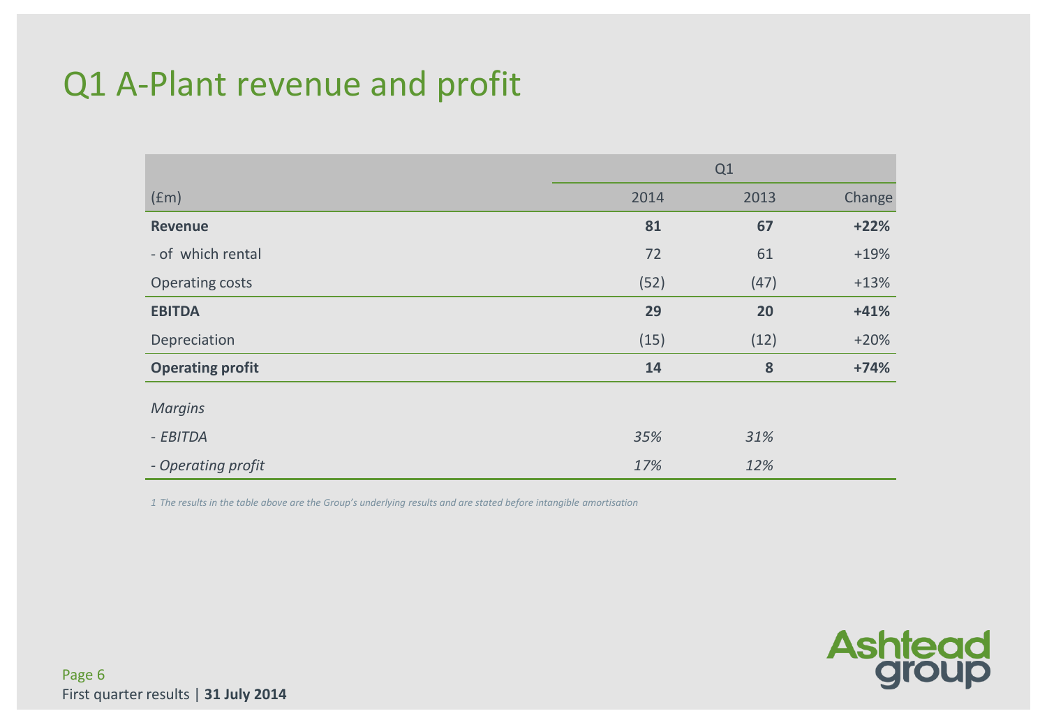# Q1 A-Plant revenue and profit

| (£m) | Q1 2014 | Q1 2013 | Change |
|---|---|---|---|
| **Revenue** | **81** | **67** | **+22%** |
| - of which rental | 72 | 61 | +19% |
| Operating costs | (52) | (47) | +13% |
| **EBITDA** | **29** | **20** | **+41%** |
| Depreciation | (15) | (12) | +20% |
| **Operating profit** | **14** | **8** | **+74%** |
| *Margins* | | | |
| *- EBITDA* | *35%* | *31%* | |
| *- Operating profit* | *17%* | *12%* | |

*1 The results in the table above are the Group's underlying results and are stated before intangible amortisation*

First quarter results | **31 July 2014**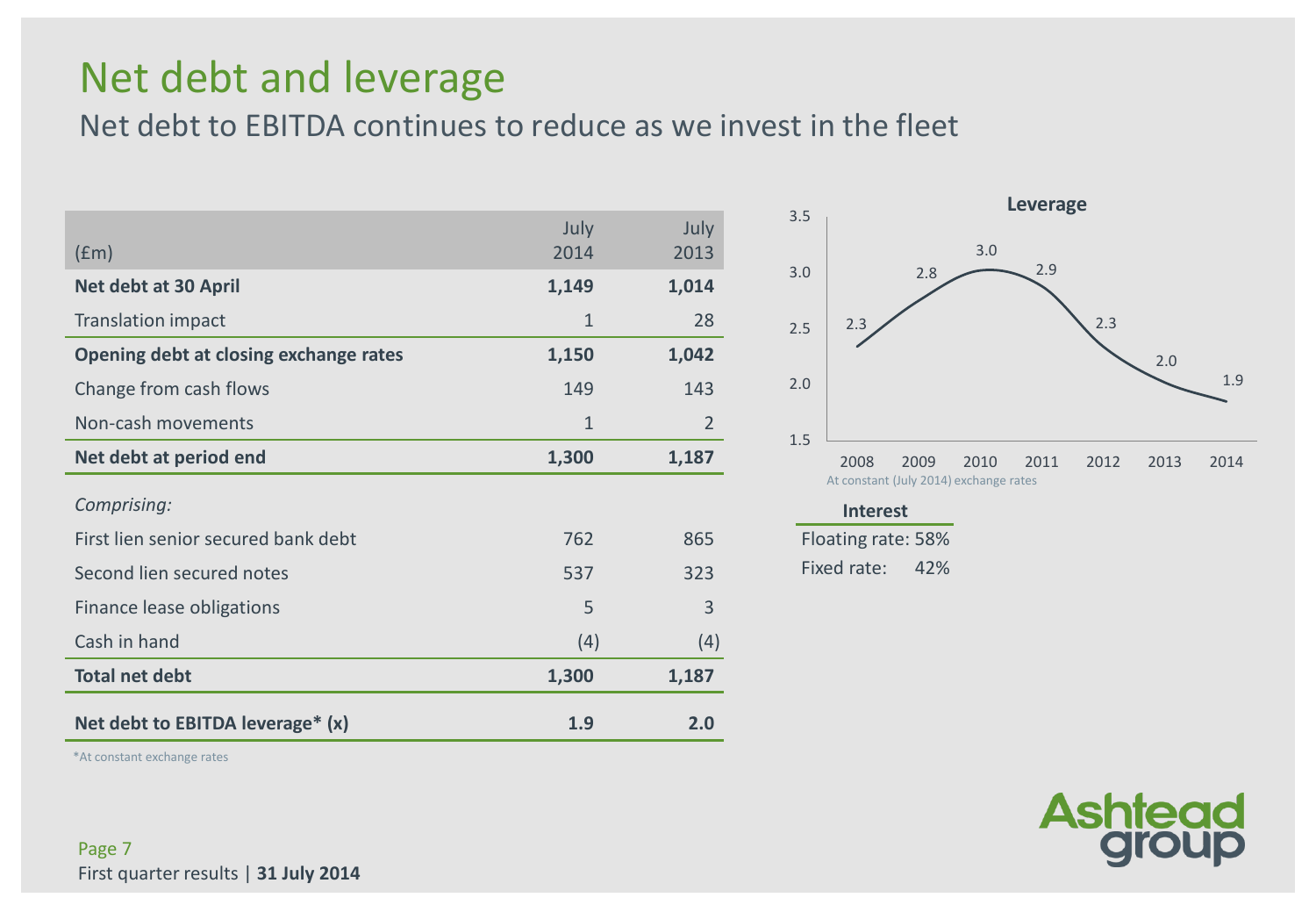# Net debt and leverage

## Net debt to EBITDA continues to reduce as we invest in the fleet

| (£m) | July 2014 | July 2013 |
|---|---|---|
| **Net debt at 30 April** | **1,149** | **1,014** |
| Translation impact | 1 | 28 |
| **Opening debt at closing exchange rates** | **1,150** | **1,042** |
| Change from cash flows | 149 | 143 |
| Non-cash movements | 1 | 2 |
| **Net debt at period end** | **1,300** | **1,187** |
| *Comprising:* | | |
| First lien senior secured bank debt | 762 | 865 |
| Second lien secured notes | 537 | 323 |
| Finance lease obligations | 5 | 3 |
| Cash in hand | (4) | (4) |
| **Total net debt** | **1,300** | **1,187** |
| **Net debt to EBITDA leverage* (x)** | **1.9** | **2.0** |

*At constant exchange rates

**Leverage**

| Year | Leverage |
|---|---|
| 2008 | 2.3 |
| 2009 | 2.8 |
| 2010 | 3.0 |
| 2011 | 2.9 |
| 2012 | 2.3 |
| 2013 | 2.0 |
| 2014 | 1.9 |

At constant (July 2014) exchange rates

**Interest**

Floating rate: 58%

Fixed rate: 42%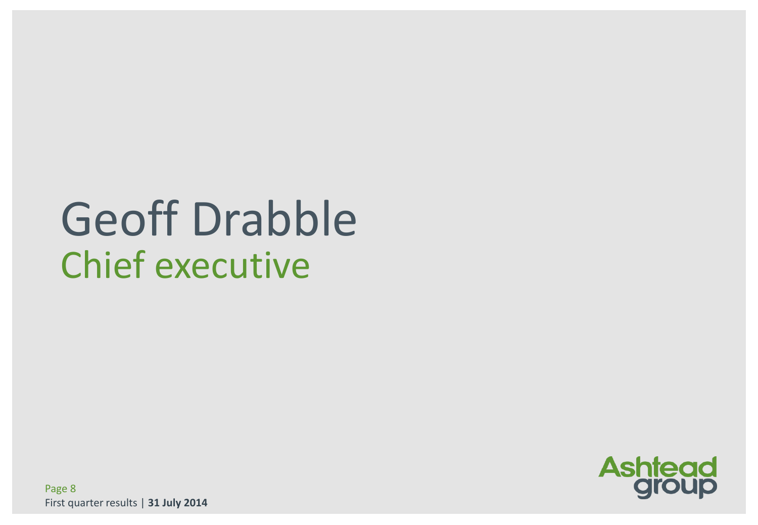# Geoff Drabble
## Chief executive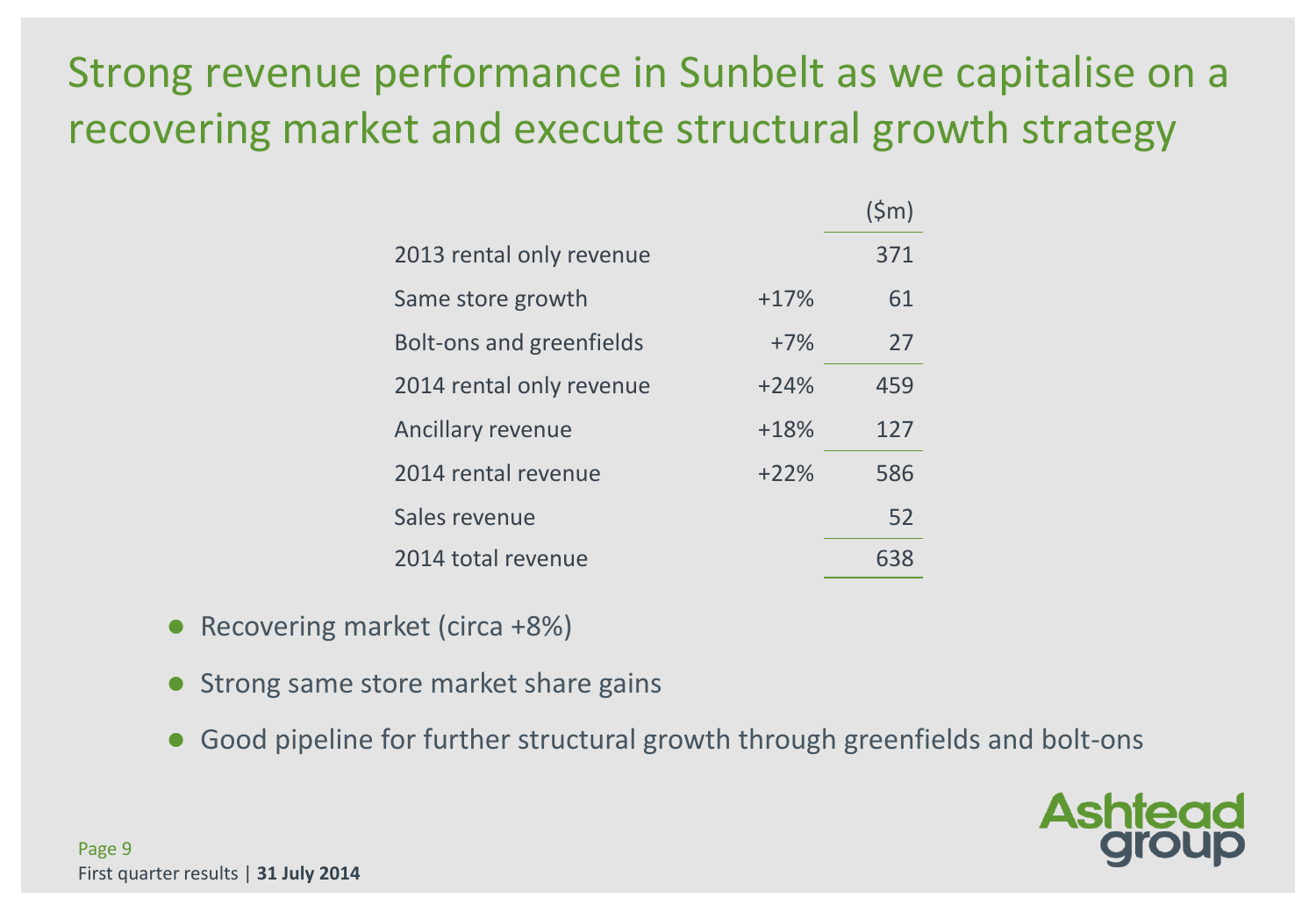# Strong revenue performance in Sunbelt as we capitalise on a recovering market and execute structural growth strategy

| | | ($m) |
|---|---|---|
| 2013 rental only revenue | | 371 |
| Same store growth | +17% | 61 |
| Bolt-ons and greenfields | +7% | 27 |
| 2014 rental only revenue | +24% | 459 |
| Ancillary revenue | +18% | 127 |
| 2014 rental revenue | +22% | 586 |
| Sales revenue | | 52 |
| 2014 total revenue | | 638 |

- Recovering market (circa +8%)
- Strong same store market share gains
- Good pipeline for further structural growth through greenfields and bolt-ons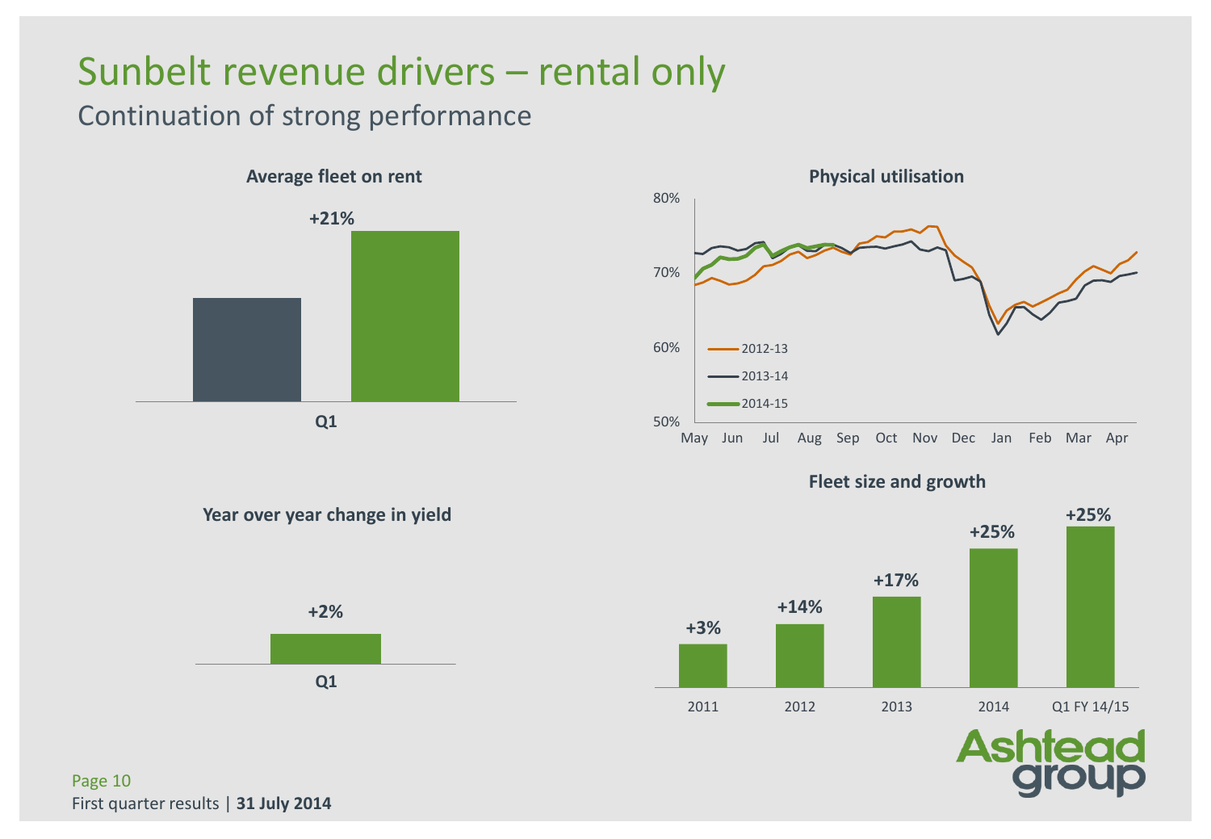# Sunbelt revenue drivers – rental only

## Continuation of strong performance

**Average fleet on rent**

+21%

Q1

**Physical utilisation**

80%
70%
60%
50%

May Jun Jul Aug Sep Oct Nov Dec Jan Feb Mar Apr

2012-13
2013-14
2014-15

**Year over year change in yield**

+2%

Q1

**Fleet size and growth**

| 2011 | 2012 | 2013 | 2014 | Q1 FY 14/15 |
|---|---|---|---|---|
| +3% | +14% | +17% | +25% | +25% |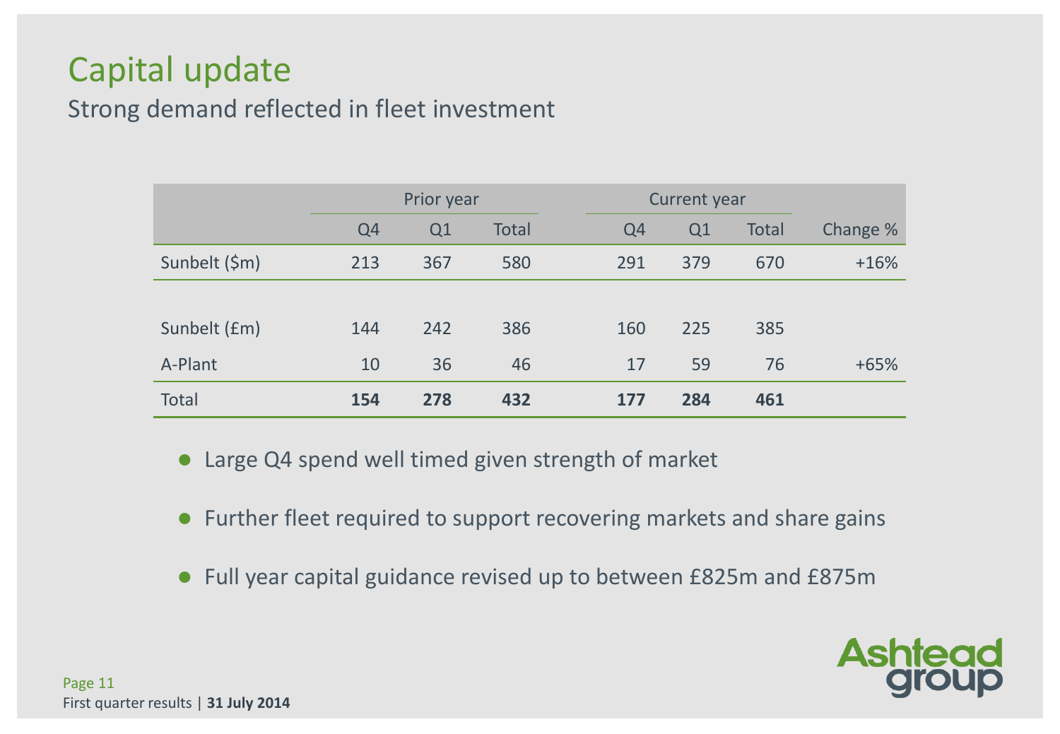# Capital update

## Strong demand reflected in fleet investment

| | Prior year | | | Current year | | | |
|---|---|---|---|---|---|---|---|
| | Q4 | Q1 | Total | Q4 | Q1 | Total | Change % |
| Sunbelt ($m) | 213 | 367 | 580 | 291 | 379 | 670 | +16% |
| | | | | | | | |
| Sunbelt (£m) | 144 | 242 | 386 | 160 | 225 | 385 | |
| A-Plant | 10 | 36 | 46 | 17 | 59 | 76 | +65% |
| Total | **154** | **278** | **432** | **177** | **284** | **461** | |

- Large Q4 spend well timed given strength of market
- Further fleet required to support recovering markets and share gains
- Full year capital guidance revised up to between £825m and £875m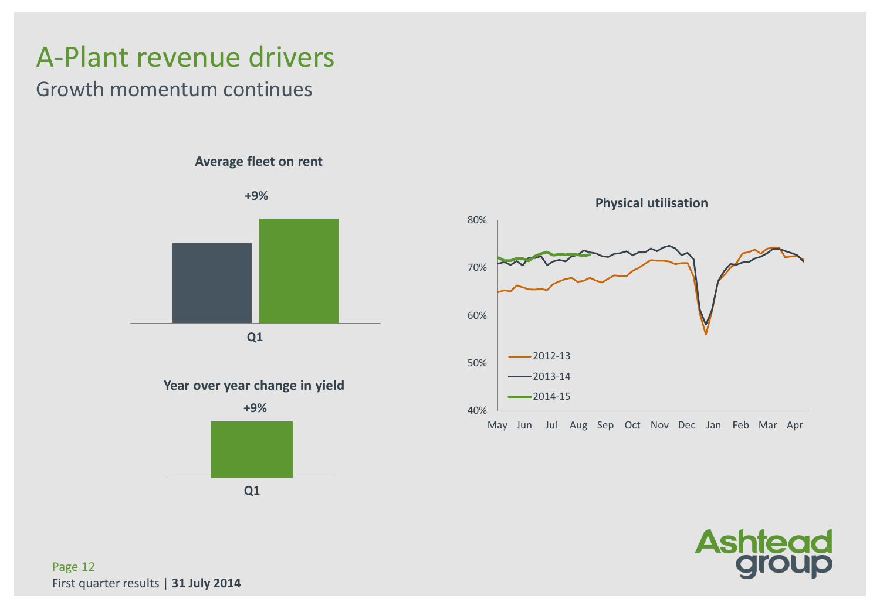# A-Plant revenue drivers

## Growth momentum continues

**Average fleet on rent**

**+9%**

**Q1**

**Year over year change in yield**

**+9%**

**Q1**

**Physical utilisation**

80%
70%
60%
50%
40%

May Jun Jul Aug Sep Oct Nov Dec Jan Feb Mar Apr

- 2012-13
- 2013-14
- 2014-15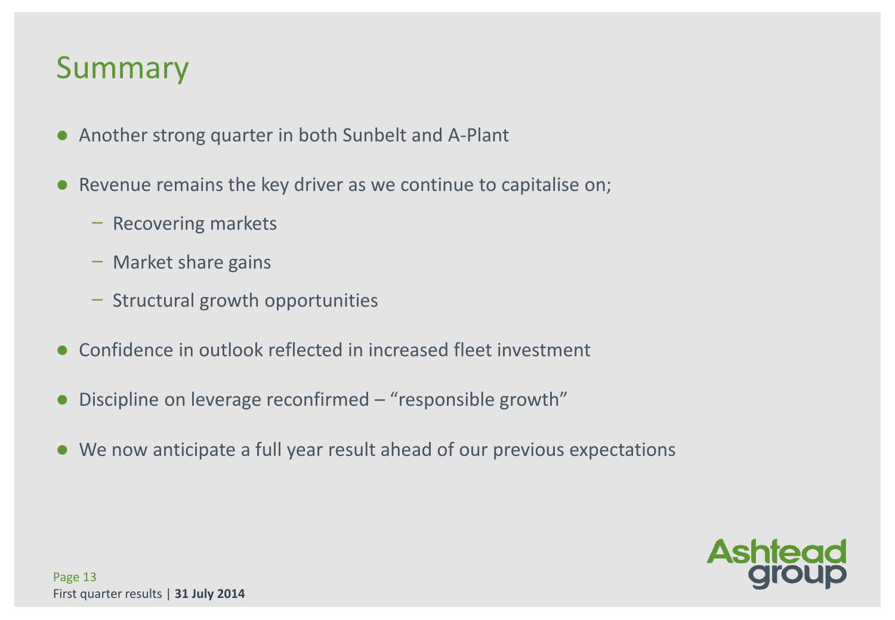# Summary

- Another strong quarter in both Sunbelt and A-Plant
- Revenue remains the key driver as we continue to capitalise on;
  - Recovering markets
  - Market share gains
  - Structural growth opportunities
- Confidence in outlook reflected in increased fleet investment
- Discipline on leverage reconfirmed – "responsible growth"
- We now anticipate a full year result ahead of our previous expectations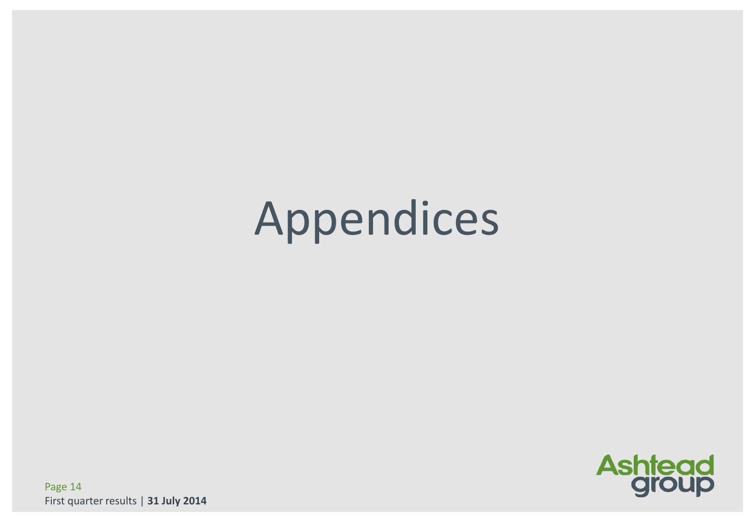# Appendices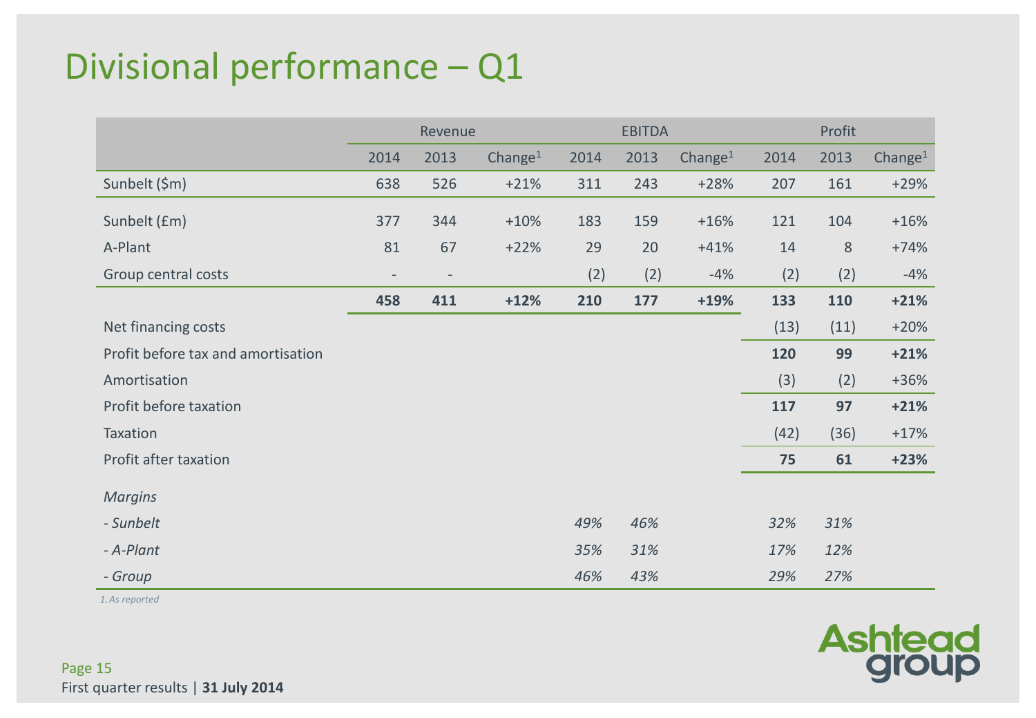# Divisional performance – Q1

| | Revenue | | | EBITDA | | | Profit | | |
|---|---|---|---|---|---|---|---|---|---|
| | 2014 | 2013 | Change[1] | 2014 | 2013 | Change[1] | 2014 | 2013 | Change[1] |
| Sunbelt ($m) | 638 | 526 | +21% | 311 | 243 | +28% | 207 | 161 | +29% |
| Sunbelt (£m) | 377 | 344 | +10% | 183 | 159 | +16% | 121 | 104 | +16% |
| A-Plant | 81 | 67 | +22% | 29 | 20 | +41% | 14 | 8 | +74% |
| Group central costs | - | - | | (2) | (2) | -4% | (2) | (2) | -4% |
| | **458** | **411** | **+12%** | **210** | **177** | **+19%** | **133** | **110** | **+21%** |
| Net financing costs | | | | | | | (13) | (11) | +20% |
| Profit before tax and amortisation | | | | | | | **120** | **99** | **+21%** |
| Amortisation | | | | | | | (3) | (2) | +36% |
| Profit before taxation | | | | | | | **117** | **97** | **+21%** |
| Taxation | | | | | | | (42) | (36) | +17% |
| Profit after taxation | | | | | | | **75** | **61** | **+23%** |
| *Margins* | | | | | | | | | |
| *- Sunbelt* | | | | *49%* | *46%* | | *32%* | *31%* | |
| *- A-Plant* | | | | *35%* | *31%* | | *17%* | *12%* | |
| *- Group* | | | | *46%* | *43%* | | *29%* | *27%* | |

*1. As reported*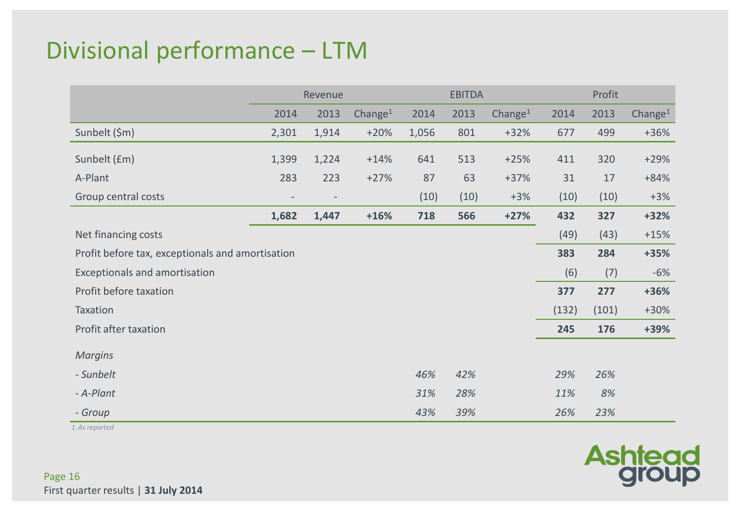# Divisional performance – LTM

| | Revenue | | | EBITDA | | | Profit | | |
|---|---|---|---|---|---|---|---|---|---|
| | 2014 | 2013 | Change[1] | 2014 | 2013 | Change[1] | 2014 | 2013 | Change[1] |
| Sunbelt ($m) | 2,301 | 1,914 | +20% | 1,056 | 801 | +32% | 677 | 499 | +36% |
| Sunbelt (£m) | 1,399 | 1,224 | +14% | 641 | 513 | +25% | 411 | 320 | +29% |
| A-Plant | 283 | 223 | +27% | 87 | 63 | +37% | 31 | 17 | +84% |
| Group central costs | - | - | | (10) | (10) | +3% | (10) | (10) | +3% |
| | **1,682** | **1,447** | **+16%** | **718** | **566** | **+27%** | **432** | **327** | **+32%** |
| Net financing costs | | | | | | | (49) | (43) | +15% |
| Profit before tax, exceptionals and amortisation | | | | | | | **383** | **284** | **+35%** |
| Exceptionals and amortisation | | | | | | | (6) | (7) | -6% |
| Profit before taxation | | | | | | | **377** | **277** | **+36%** |
| Taxation | | | | | | | (132) | (101) | +30% |
| Profit after taxation | | | | | | | **245** | **176** | **+39%** |
| *Margins* | | | | | | | | | |
| *- Sunbelt* | | | | *46%* | *42%* | | *29%* | *26%* | |
| *- A-Plant* | | | | *31%* | *28%* | | *11%* | *8%* | |
| *- Group* | | | | *43%* | *39%* | | *26%* | *23%* | |

*1. As reported*

First quarter results | **31 July 2014**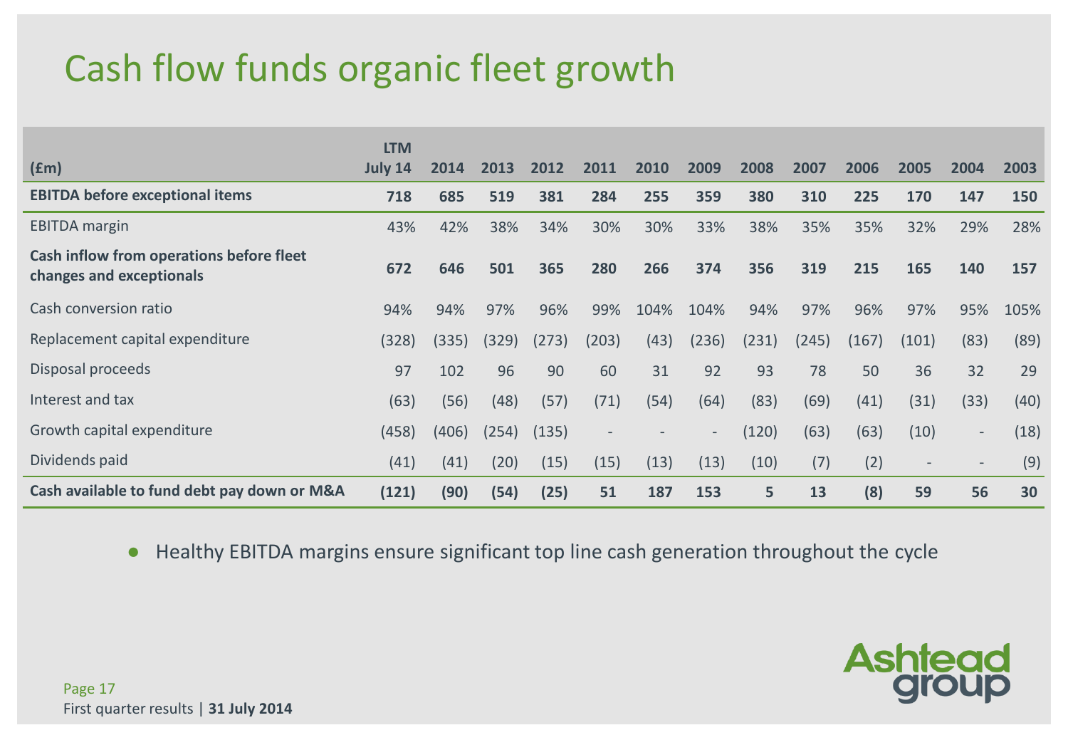# Cash flow funds organic fleet growth

| (£m) | LTM July 14 | 2014 | 2013 | 2012 | 2011 | 2010 | 2009 | 2008 | 2007 | 2006 | 2005 | 2004 | 2003 |
|---|---|---|---|---|---|---|---|---|---|---|---|---|---|
| **EBITDA before exceptional items** | **718** | **685** | **519** | **381** | **284** | **255** | **359** | **380** | **310** | **225** | **170** | **147** | **150** |
| EBITDA margin | 43% | 42% | 38% | 34% | 30% | 30% | 33% | 38% | 35% | 35% | 32% | 29% | 28% |
| **Cash inflow from operations before fleet changes and exceptionals** | **672** | **646** | **501** | **365** | **280** | **266** | **374** | **356** | **319** | **215** | **165** | **140** | **157** |
| Cash conversion ratio | 94% | 94% | 97% | 96% | 99% | 104% | 104% | 94% | 97% | 96% | 97% | 95% | 105% |
| Replacement capital expenditure | (328) | (335) | (329) | (273) | (203) | (43) | (236) | (231) | (245) | (167) | (101) | (83) | (89) |
| Disposal proceeds | 97 | 102 | 96 | 90 | 60 | 31 | 92 | 93 | 78 | 50 | 36 | 32 | 29 |
| Interest and tax | (63) | (56) | (48) | (57) | (71) | (54) | (64) | (83) | (69) | (41) | (31) | (33) | (40) |
| Growth capital expenditure | (458) | (406) | (254) | (135) | - | - | - | (120) | (63) | (63) | (10) | - | (18) |
| Dividends paid | (41) | (41) | (20) | (15) | (15) | (13) | (13) | (10) | (7) | (2) | - | - | (9) |
| **Cash available to fund debt pay down or M&A** | **(121)** | **(90)** | **(54)** | **(25)** | **51** | **187** | **153** | **5** | **13** | **(8)** | **59** | **56** | **30** |

- Healthy EBITDA margins ensure significant top line cash generation throughout the cycle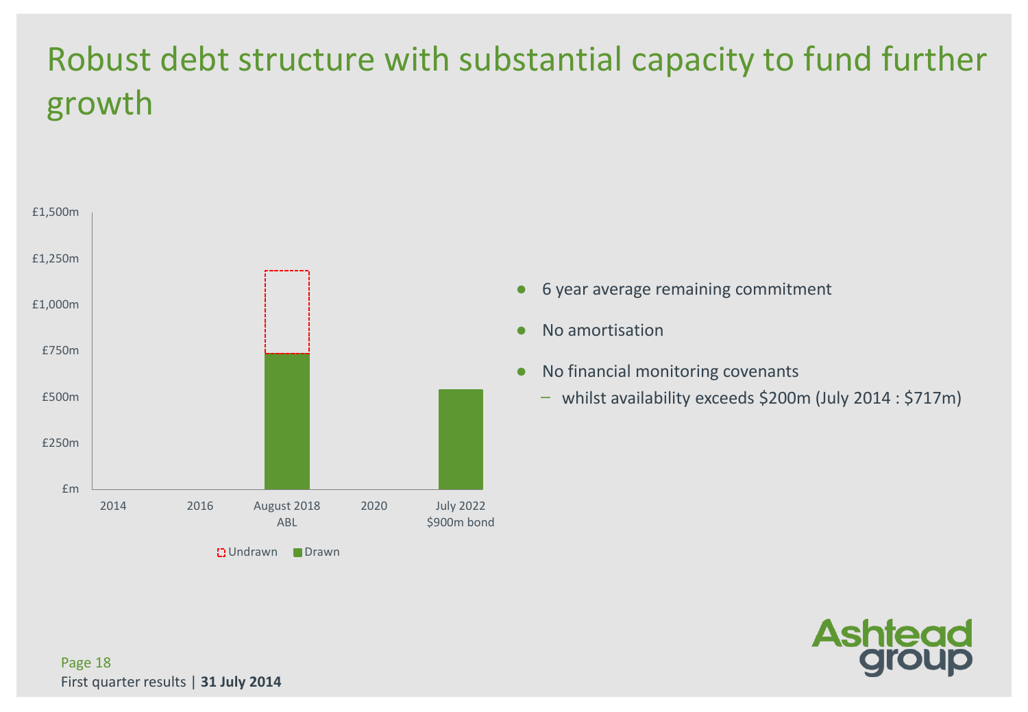# Robust debt structure with substantial capacity to fund further growth

£1,500m
£1,250m
£1,000m
£750m
£500m
£250m
£m

2014 | 2016 | August 2018 ABL | 2020 | July 2022 $900m bond

Undrawn | Drawn

- 6 year average remaining commitment
- No amortisation
- No financial monitoring covenants
  - whilst availability exceeds $200m (July 2014 : $717m)

First quarter results | **31 July 2014**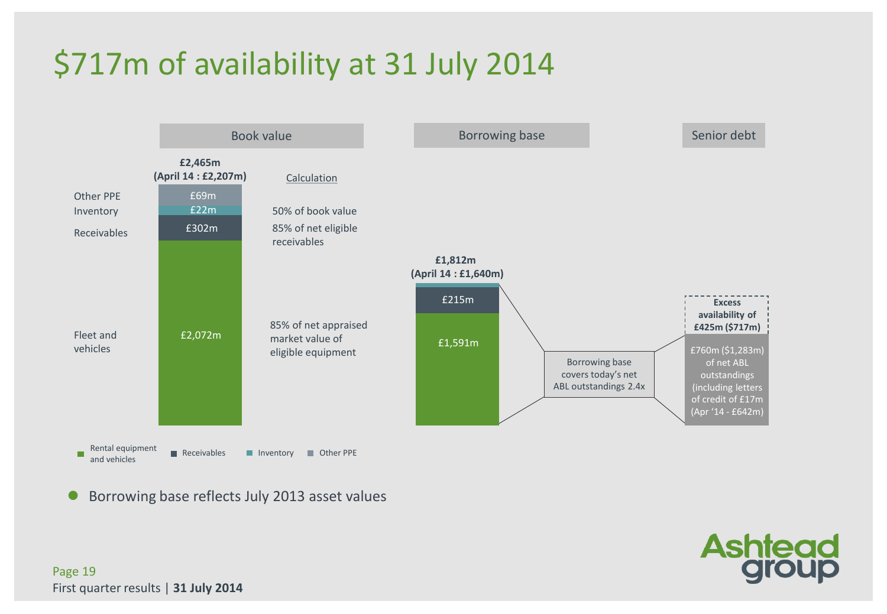# $717m of availability at 31 July 2014

| | Book value | Calculation |
|---|---|---|
| | **£2,465m (April 14 : £2,207m)** | |
| Other PPE | £69m | 50% of book value |
| Inventory | £22m | 50% of book value |
| Receivables | £302m | 85% of net eligible receivables |
| Fleet and vehicles | £2,072m | 85% of net appraised market value of eligible equipment |

**Borrowing base**

**£1,812m (April 14 : £1,640m)**

- £215m
- £1,591m

Borrowing base covers today's net ABL outstandings 2.4x

**Senior debt**

**Excess availability of £425m ($717m)**

£760m ($1,283m) of net ABL outstandings (including letters of credit of £17m (Apr '14 - £642m)

Rental equipment and vehicles | Receivables | Inventory | Other PPE

- Borrowing base reflects July 2013 asset values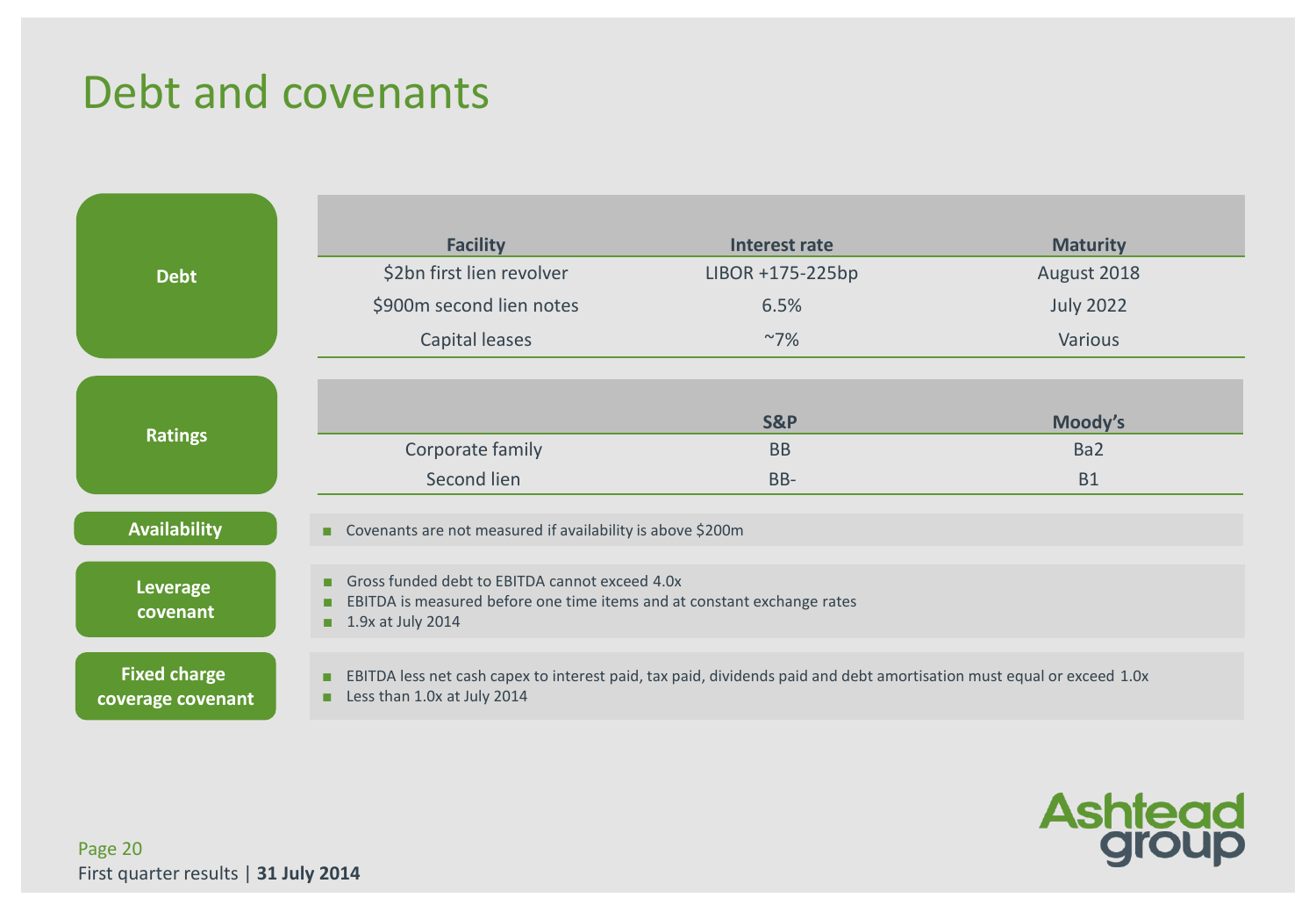# Debt and covenants

## Debt

| Facility | Interest rate | Maturity |
|---|---|---|
| $2bn first lien revolver | LIBOR +175-225bp | August 2018 |
| $900m second lien notes | 6.5% | July 2022 |
| Capital leases | ~7% | Various |

## Ratings

| | S&P | Moody's |
|---|---|---|
| Corporate family | BB | Ba2 |
| Second lien | BB- | B1 |

## Availability

- Covenants are not measured if availability is above $200m

## Leverage covenant

- Gross funded debt to EBITDA cannot exceed 4.0x
- EBITDA is measured before one time items and at constant exchange rates
- 1.9x at July 2014

## Fixed charge coverage covenant

- EBITDA less net cash capex to interest paid, tax paid, dividends paid and debt amortisation must equal or exceed 1.0x
- Less than 1.0x at July 2014